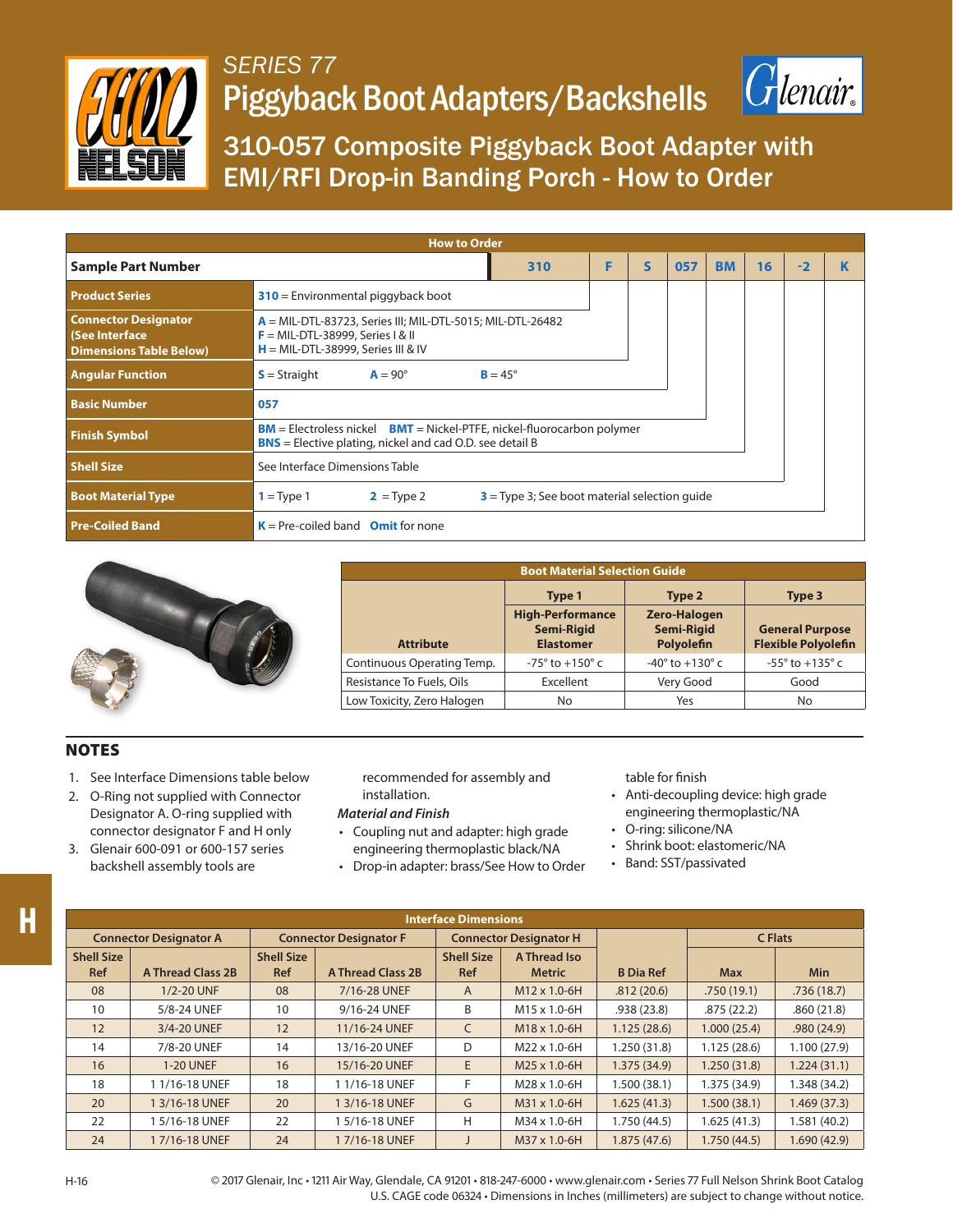# SERIES 77

# Piggyback Boot Adapters/Backshells

## 310-057 Composite Piggyback Boot Adapter with EMI/RFI Drop-in Banding Porch - How to Order

| How to Order | | | | | | | | |
|---|---|---|---|---|---|---|---|---|
| **Sample Part Number** | 310 | F | S | 057 | BM | 16 | -2 | K |
| **Product Series** | **310** = Environmental piggyback boot | | | | | | | |
| **Connector Designator (See Interface Dimensions Table Below)** | **A** = MIL-DTL-83723, Series III; MIL-DTL-5015; MIL-DTL-26482<br>**F** = MIL-DTL-38999, Series I & II<br>**H** = MIL-DTL-38999, Series III & IV | | | | | | | |
| **Angular Function** | **S** = Straight **A** = 90° **B** = 45° | | | | | | | |
| **Basic Number** | **057** | | | | | | | |
| **Finish Symbol** | **BM** = Electroless nickel **BMT** = Nickel-PTFE, nickel-fluorocarbon polymer<br>**BNS** = Elective plating, nickel and cad O.D. see detail B | | | | | | | |
| **Shell Size** | See Interface Dimensions Table | | | | | | | |
| **Boot Material Type** | **1** = Type 1 **2** = Type 2 **3** = Type 3; See boot material selection guide | | | | | | | |
| **Pre-Coiled Band** | **K** = Pre-coiled band **Omit** for none | | | | | | | |

| Boot Material Selection Guide | | | |
|---|---|---|---|
| | **Type 1** | **Type 2** | **Type 3** |
| **Attribute** | **High-Performance Semi-Rigid Elastomer** | **Zero-Halogen Semi-Rigid Polyolefin** | **General Purpose Flexible Polyolefin** |
| Continuous Operating Temp. | -75° to +150° c | -40° to +130° c | -55° to +135° c |
| Resistance To Fuels, Oils | Excellent | Very Good | Good |
| Low Toxicity, Zero Halogen | No | Yes | No |

## NOTES

1. See Interface Dimensions table below
2. O-Ring not supplied with Connector Designator A. O-ring supplied with connector designator F and H only
3. Glenair 600-091 or 600-157 series backshell assembly tools are recommended for assembly and installation.

*Material and Finish*

- Coupling nut and adapter: high grade engineering thermoplastic black/NA
- Drop-in adapter: brass/See How to Order table for finish
- Anti-decoupling device: high grade engineering thermoplastic/NA
- O-ring: silicone/NA
- Shrink boot: elastomeric/NA
- Band: SST/passivated

| Interface Dimensions | | | | | | | | |
|---|---|---|---|---|---|---|---|---|
| Connector Designator A | | Connector Designator F | | Connector Designator H | | | C Flats | |
| Shell Size Ref | A Thread Class 2B | Shell Size Ref | A Thread Class 2B | Shell Size Ref | A Thread Iso Metric | B Dia Ref | Max | Min |
| 08 | 1/2-20 UNF | 08 | 7/16-28 UNEF | A | M12 x 1.0-6H | .812 (20.6) | .750 (19.1) | .736 (18.7) |
| 10 | 5/8-24 UNEF | 10 | 9/16-24 UNEF | B | M15 x 1.0-6H | .938 (23.8) | .875 (22.2) | .860 (21.8) |
| 12 | 3/4-20 UNEF | 12 | 11/16-24 UNEF | C | M18 x 1.0-6H | 1.125 (28.6) | 1.000 (25.4) | .980 (24.9) |
| 14 | 7/8-20 UNEF | 14 | 13/16-20 UNEF | D | M22 x 1.0-6H | 1.250 (31.8) | 1.125 (28.6) | 1.100 (27.9) |
| 16 | 1-20 UNEF | 16 | 15/16-20 UNEF | E | M25 x 1.0-6H | 1.375 (34.9) | 1.250 (31.8) | 1.224 (31.1) |
| 18 | 1 1/16-18 UNEF | 18 | 1 1/16-18 UNEF | F | M28 x 1.0-6H | 1.500 (38.1) | 1.375 (34.9) | 1.348 (34.2) |
| 20 | 1 3/16-18 UNEF | 20 | 1 3/16-18 UNEF | G | M31 x 1.0-6H | 1.625 (41.3) | 1.500 (38.1) | 1.469 (37.3) |
| 22 | 1 5/16-18 UNEF | 22 | 1 5/16-18 UNEF | H | M34 x 1.0-6H | 1.750 (44.5) | 1.625 (41.3) | 1.581 (40.2) |
| 24 | 1 7/16-18 UNEF | 24 | 1 7/16-18 UNEF | J | M37 x 1.0-6H | 1.875 (47.6) | 1.750 (44.5) | 1.690 (42.9) |

© 2017 Glenair, Inc • 1211 Air Way, Glendale, CA 91201 • 818-247-6000 • www.glenair.com • Series 77 Full Nelson Shrink Boot Catalog
U.S. CAGE code 06324 • Dimensions in Inches (millimeters) are subject to change without notice.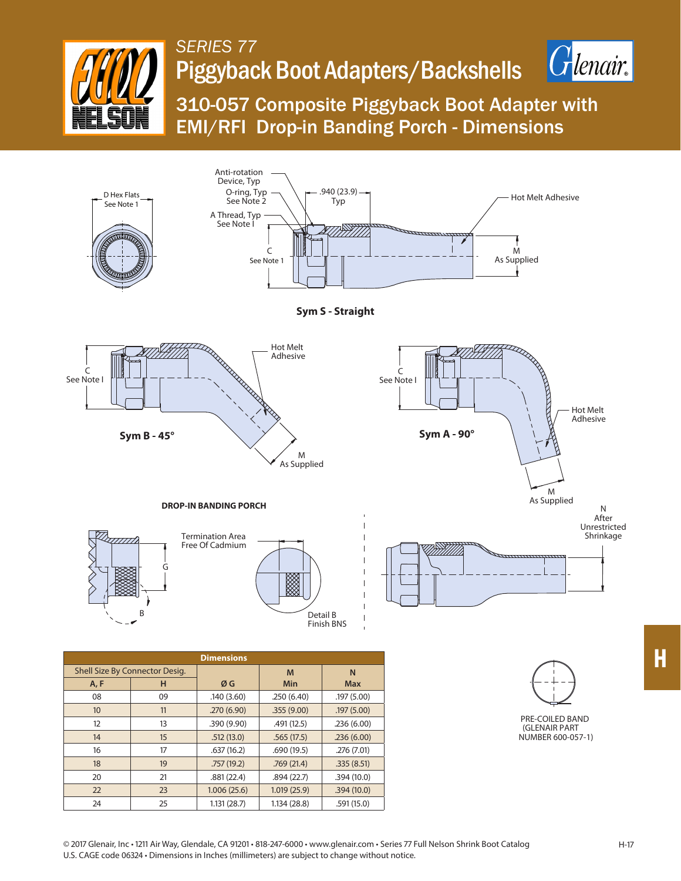# SERIES 77

# Piggyback Boot Adapters/Backshells

## 310-057 Composite Piggyback Boot Adapter with EMI/RFI Drop-in Banding Porch - Dimensions

D Hex Flats
See Note 1

Anti-rotation Device, Typ

O-ring, Typ
See Note 2

A Thread, Typ
See Note I

.940 (23.9)
Typ

Hot Melt Adhesive

C
See Note 1

M
As Supplied

**Sym S - Straight**

C
See Note I

Hot Melt Adhesive

**Sym B - 45°**

M
As Supplied

C
See Note I

**Sym A - 90°**

Hot Melt Adhesive

M
As Supplied

**DROP-IN BANDING PORCH**

Termination Area Free Of Cadmium

G

B

Detail B
Finish BNS

N
After Unrestricted Shrinkage

| Dimensions | | | | |
|---|---|---|---|---|
| Shell Size By Connector Desig. | | | M | N |
| A, F | H | Ø G | Min | Max |
| 08 | 09 | .140 (3.60) | .250 (6.40) | .197 (5.00) |
| 10 | 11 | .270 (6.90) | .355 (9.00) | .197 (5.00) |
| 12 | 13 | .390 (9.90) | .491 (12.5) | .236 (6.00) |
| 14 | 15 | .512 (13.0) | .565 (17.5) | .236 (6.00) |
| 16 | 17 | .637 (16.2) | .690 (19.5) | .276 (7.01) |
| 18 | 19 | .757 (19.2) | .769 (21.4) | .335 (8.51) |
| 20 | 21 | .881 (22.4) | .894 (22.7) | .394 (10.0) |
| 22 | 23 | 1.006 (25.6) | 1.019 (25.9) | .394 (10.0) |
| 24 | 25 | 1.131 (28.7) | 1.134 (28.8) | .591 (15.0) |

PRE-COILED BAND
(GLENAIR PART NUMBER 600-057-1)

© 2017 Glenair, Inc • 1211 Air Way, Glendale, CA 91201 • 818-247-6000 • www.glenair.com • Series 77 Full Nelson Shrink Boot Catalog
U.S. CAGE code 06324 • Dimensions in Inches (millimeters) are subject to change without notice.